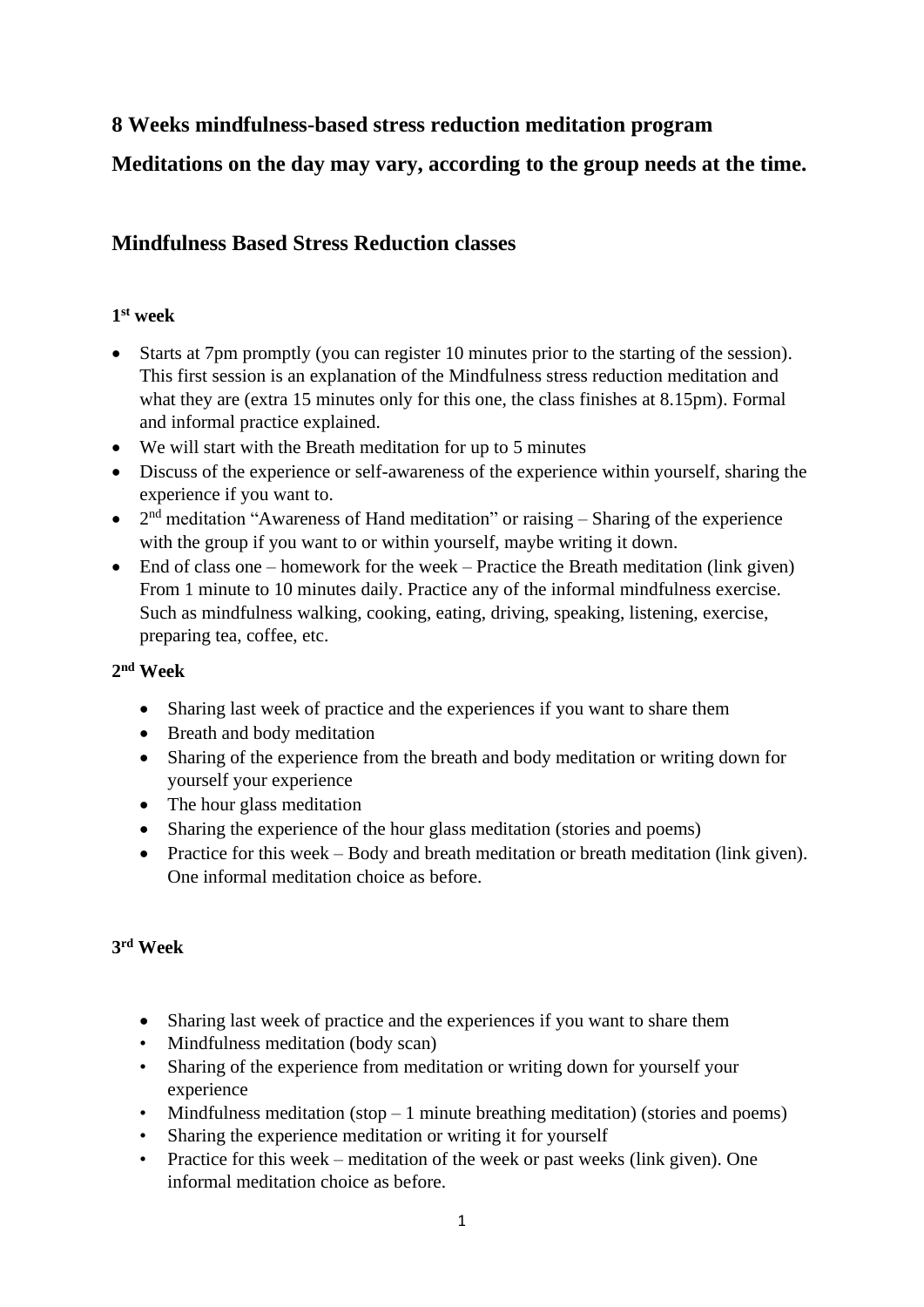**8 Weeks mindfulness-based stress reduction meditation program**

**Meditations on the day may vary, according to the group needs at the time.**

## Mindfulness Based Stress Reduction classes

### 1st week

- Starts at 7pm promptly (you can register 10 minutes prior to the starting of the session). This first session is an explanation of the Mindfulness stress reduction meditation and what they are (extra 15 minutes only for this one, the class finishes at 8.15pm). Formal and informal practice explained.
- We will start with the Breath meditation for up to 5 minutes
- Discuss of the experience or self-awareness of the experience within yourself, sharing the experience if you want to.
- 2nd meditation "Awareness of Hand meditation" or raising – Sharing of the experience with the group if you want to or within yourself, maybe writing it down.
- End of class one – homework for the week – Practice the Breath meditation (link given) From 1 minute to 10 minutes daily. Practice any of the informal mindfulness exercise. Such as mindfulness walking, cooking, eating, driving, speaking, listening, exercise, preparing tea, coffee, etc.

### 2nd Week

- Sharing last week of practice and the experiences if you want to share them
- Breath and body meditation
- Sharing of the experience from the breath and body meditation or writing down for yourself your experience
- The hour glass meditation
- Sharing the experience of the hour glass meditation (stories and poems)
- Practice for this week – Body and breath meditation or breath meditation (link given). One informal meditation choice as before.

### 3rd Week

- Sharing last week of practice and the experiences if you want to share them
- Mindfulness meditation (body scan)
- Sharing of the experience from meditation or writing down for yourself your experience
- Mindfulness meditation (stop – 1 minute breathing meditation) (stories and poems)
- Sharing the experience meditation or writing it for yourself
- Practice for this week – meditation of the week or past weeks (link given). One informal meditation choice as before.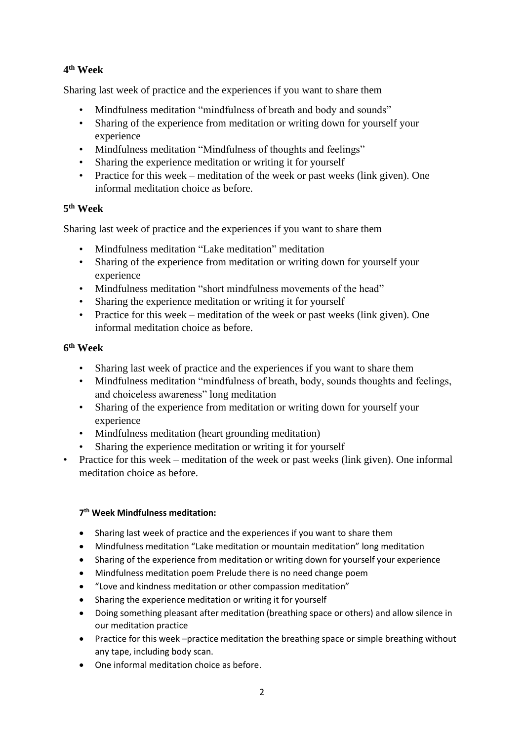### 4th Week

Sharing last week of practice and the experiences if you want to share them

- Mindfulness meditation "mindfulness of breath and body and sounds"
- Sharing of the experience from meditation or writing down for yourself your experience
- Mindfulness meditation "Mindfulness of thoughts and feelings"
- Sharing the experience meditation or writing it for yourself
- Practice for this week – meditation of the week or past weeks (link given). One informal meditation choice as before.

### 5th Week

Sharing last week of practice and the experiences if you want to share them

- Mindfulness meditation "Lake meditation" meditation
- Sharing of the experience from meditation or writing down for yourself your experience
- Mindfulness meditation "short mindfulness movements of the head"
- Sharing the experience meditation or writing it for yourself
- Practice for this week – meditation of the week or past weeks (link given). One informal meditation choice as before.

### 6th Week

- Sharing last week of practice and the experiences if you want to share them
- Mindfulness meditation "mindfulness of breath, body, sounds thoughts and feelings, and choiceless awareness" long meditation
- Sharing of the experience from meditation or writing down for yourself your experience
- Mindfulness meditation (heart grounding meditation)
- Sharing the experience meditation or writing it for yourself
- Practice for this week – meditation of the week or past weeks (link given). One informal meditation choice as before.

#### 7th Week Mindfulness meditation:

- Sharing last week of practice and the experiences if you want to share them
- Mindfulness meditation "Lake meditation or mountain meditation" long meditation
- Sharing of the experience from meditation or writing down for yourself your experience
- Mindfulness meditation poem Prelude there is no need change poem
- "Love and kindness meditation or other compassion meditation"
- Sharing the experience meditation or writing it for yourself
- Doing something pleasant after meditation (breathing space or others) and allow silence in our meditation practice
- Practice for this week –practice meditation the breathing space or simple breathing without any tape, including body scan.
- One informal meditation choice as before.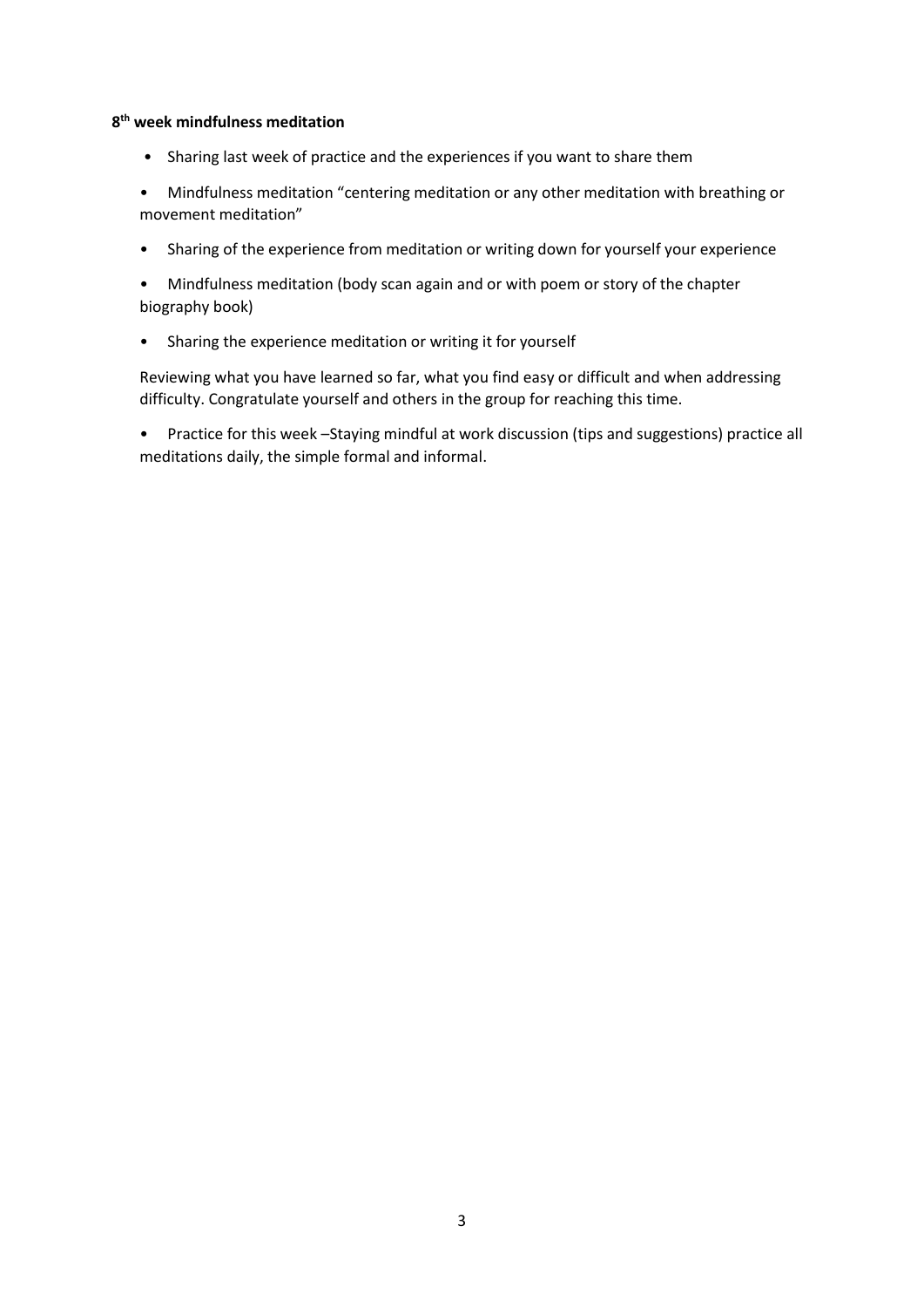**8th week mindfulness meditation**

- Sharing last week of practice and the experiences if you want to share them
- Mindfulness meditation "centering meditation or any other meditation with breathing or movement meditation"
- Sharing of the experience from meditation or writing down for yourself your experience
- Mindfulness meditation (body scan again and or with poem or story of the chapter biography book)
- Sharing the experience meditation or writing it for yourself

Reviewing what you have learned so far, what you find easy or difficult and when addressing difficulty. Congratulate yourself and others in the group for reaching this time.

- Practice for this week –Staying mindful at work discussion (tips and suggestions) practice all meditations daily, the simple formal and informal.